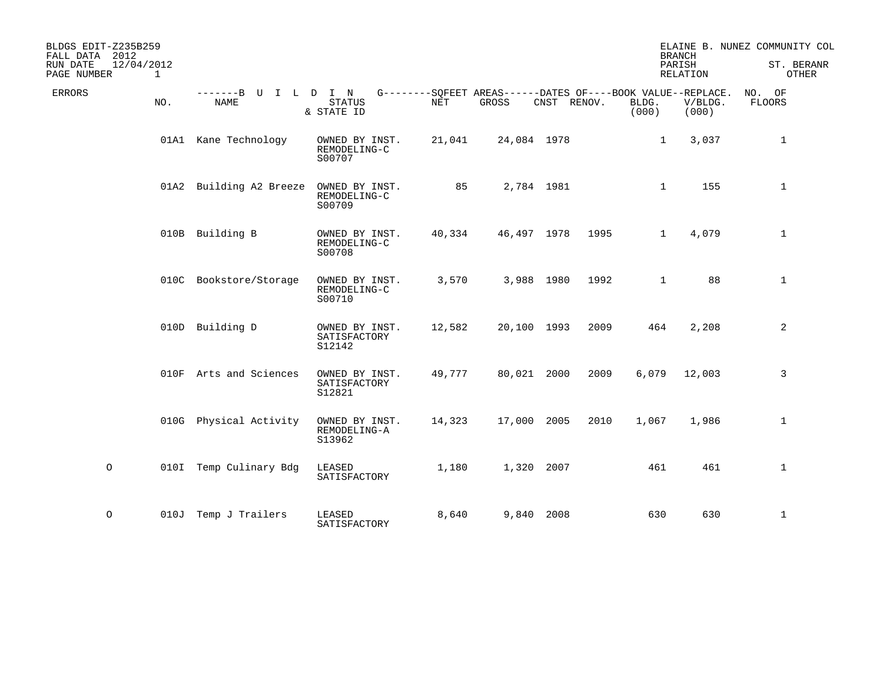BLDGS EDIT-Z235B259
FALL DATA 2012
RUN DATE 12/04/2012

ELAINE B. NUNEZ COMMUNITY COL
BRANCH
PARISH ST. BERANR
RELATION OTHER

| ERRORS | NO. | BUILDING NAME | STATUS & STATE ID | SQFEET AREAS NET | SQFEET AREAS GROSS | DATES OF CNST | DATES OF RENOV. | BOOK VALUE BLDG. (000) | REPLACE. V/BLDG. (000) | NO. OF FLOORS |
|---|---|---|---|---|---|---|---|---|---|---|
| | 01A1 | Kane Technology | OWNED BY INST. REMODELING-C S00707 | 21,041 | 24,084 | 1978 | | 1 | 3,037 | 1 |
| | 01A2 | Building A2 Breeze | OWNED BY INST. REMODELING-C S00709 | 85 | 2,784 | 1981 | | 1 | 155 | 1 |
| | 010B | Building B | OWNED BY INST. REMODELING-C S00708 | 40,334 | 46,497 | 1978 | 1995 | 1 | 4,079 | 1 |
| | 010C | Bookstore/Storage | OWNED BY INST. REMODELING-C S00710 | 3,570 | 3,988 | 1980 | 1992 | 1 | 88 | 1 |
| | 010D | Building D | OWNED BY INST. SATISFACTORY S12142 | 12,582 | 20,100 | 1993 | 2009 | 464 | 2,208 | 2 |
| | 010F | Arts and Sciences | OWNED BY INST. SATISFACTORY S12821 | 49,777 | 80,021 | 2000 | 2009 | 6,079 | 12,003 | 3 |
| | 010G | Physical Activity | OWNED BY INST. REMODELING-A S13962 | 14,323 | 17,000 | 2005 | 2010 | 1,067 | 1,986 | 1 |
| O | 010I | Temp Culinary Bdg | LEASED SATISFACTORY | 1,180 | 1,320 | 2007 | | 461 | 461 | 1 |
| O | 010J | Temp J Trailers | LEASED SATISFACTORY | 8,640 | 9,840 | 2008 | | 630 | 630 | 1 |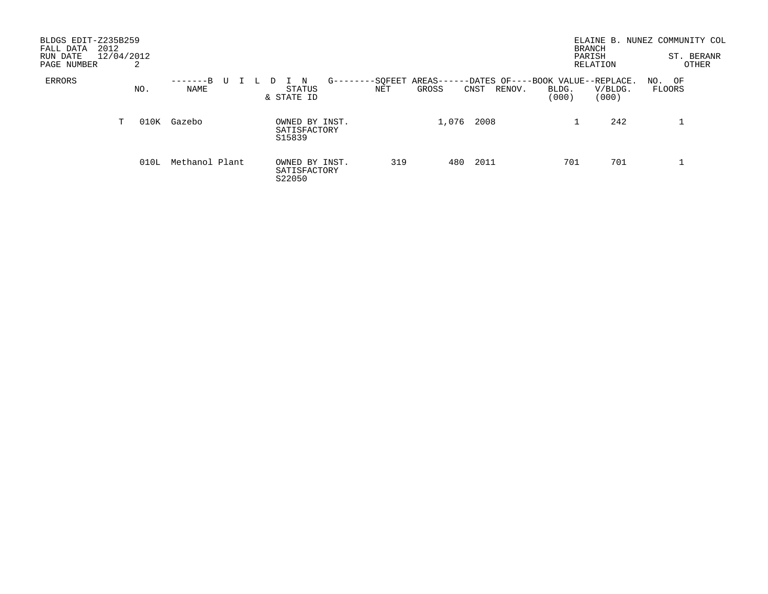BLDGS EDIT-Z235B259
FALL DATA 2012
RUN DATE 12/04/2012

ELAINE B. NUNEZ COMMUNITY COL
BRANCH
PARISH ST. BERANR
RELATION OTHER

| ERRORS | NO. | BUILDING NAME | STATUS & STATE ID | SQFEET AREAS NET | SQFEET AREAS GROSS | DATES OF CNST | DATES OF RENOV. | BOOK VALUE BLDG. (000) | REPLACE. V/BLDG. (000) | NO. OF FLOORS |
|---|---|---|---|---|---|---|---|---|---|---|
| T | 010K | Gazebo | OWNED BY INST. SATISFACTORY S15839 | | 1,076 | 2008 | | 1 | 242 | 1 |
| | 010L | Methanol Plant | OWNED BY INST. SATISFACTORY S22050 | 319 | 480 | 2011 | | 701 | 701 | 1 |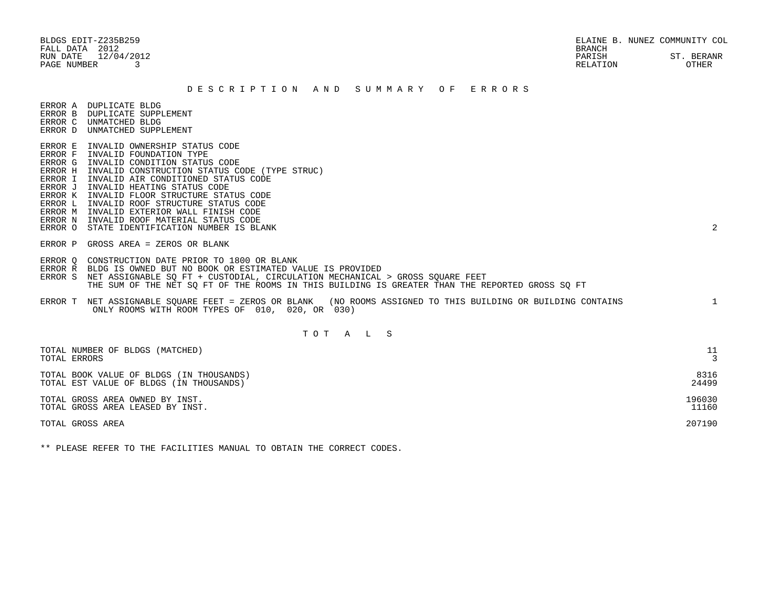BLDGS EDIT-Z235B259
FALL DATA 2012
RUN DATE 12/04/2012

ELAINE B. NUNEZ COMMUNITY COL
BRANCH
PARISH ST. BERANR
RELATION OTHER

## D E S C R I P T I O N  A N D  S U M M A R Y  O F  E R R O R S

| | | |
|---|---|---|
| ERROR A | DUPLICATE BLDG | |
| ERROR B | DUPLICATE SUPPLEMENT | |
| ERROR C | UNMATCHED BLDG | |
| ERROR D | UNMATCHED SUPPLEMENT | |
| ERROR E | INVALID OWNERSHIP STATUS CODE | |
| ERROR F | INVALID FOUNDATION TYPE | |
| ERROR G | INVALID CONDITION STATUS CODE | |
| ERROR H | INVALID CONSTRUCTION STATUS CODE (TYPE STRUC) | |
| ERROR I | INVALID AIR CONDITIONED STATUS CODE | |
| ERROR J | INVALID HEATING STATUS CODE | |
| ERROR K | INVALID FLOOR STRUCTURE STATUS CODE | |
| ERROR L | INVALID ROOF STRUCTURE STATUS CODE | |
| ERROR M | INVALID EXTERIOR WALL FINISH CODE | |
| ERROR N | INVALID ROOF MATERIAL STATUS CODE | |
| ERROR O | STATE IDENTIFICATION NUMBER IS BLANK | 2 |
| ERROR P | GROSS AREA = ZEROS OR BLANK | |
| ERROR Q | CONSTRUCTION DATE PRIOR TO 1800 OR BLANK | |
| ERROR R | BLDG IS OWNED BUT NO BOOK OR ESTIMATED VALUE IS PROVIDED | |
| ERROR S | NET ASSIGNABLE SQ FT + CUSTODIAL, CIRCULATION MECHANICAL > GROSS SQUARE FEET THE SUM OF THE NET SQ FT OF THE ROOMS IN THIS BUILDING IS GREATER THAN THE REPORTED GROSS SQ FT | |
| ERROR T | NET ASSIGNABLE SQUARE FEET = ZEROS OR BLANK (NO ROOMS ASSIGNED TO THIS BUILDING OR BUILDING CONTAINS ONLY ROOMS WITH ROOM TYPES OF 010, 020, OR 030) | 1 |

## T O T A L S

| | |
|---|---|
| TOTAL NUMBER OF BLDGS (MATCHED) | 11 |
| TOTAL ERRORS | 3 |
| TOTAL BOOK VALUE OF BLDGS (IN THOUSANDS) | 8316 |
| TOTAL EST VALUE OF BLDGS (IN THOUSANDS) | 24499 |
| TOTAL GROSS AREA OWNED BY INST. | 196030 |
| TOTAL GROSS AREA LEASED BY INST. | 11160 |
| TOTAL GROSS AREA | 207190 |

** PLEASE REFER TO THE FACILITIES MANUAL TO OBTAIN THE CORRECT CODES.